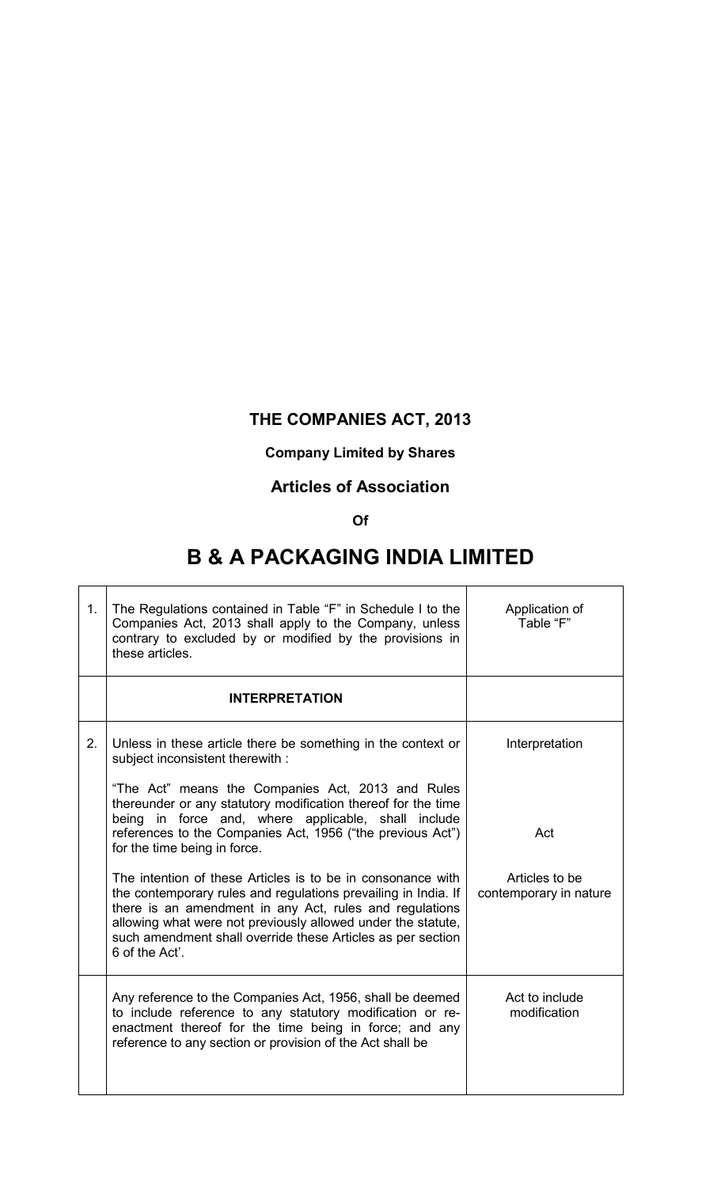# THE COMPANIES ACT, 2013

## Company Limited by Shares

## Articles of Association

### Of

# B & A PACKAGING INDIA LIMITED

| | | |
|---|---|---|
| 1. | The Regulations contained in Table "F" in Schedule I to the Companies Act, 2013 shall apply to the Company, unless contrary to excluded by or modified by the provisions in these articles. | Application of Table "F" |
| | **INTERPRETATION** | |
| 2. | Unless in these article there be something in the context or subject inconsistent therewith :<br><br>"The Act" means the Companies Act, 2013 and Rules thereunder or any statutory modification thereof for the time being in force and, where applicable, shall include references to the Companies Act, 1956 ("the previous Act") for the time being in force.<br><br>The intention of these Articles is to be in consonance with the contemporary rules and regulations prevailing in India. If there is an amendment in any Act, rules and regulations allowing what were not previously allowed under the statute, such amendment shall override these Articles as per section 6 of the Act'. | Interpretation<br><br>Act<br><br>Articles to be contemporary in nature |
| | Any reference to the Companies Act, 1956, shall be deemed to include reference to any statutory modification or re-enactment thereof for the time being in force; and any reference to any section or provision of the Act shall be | Act to include modification |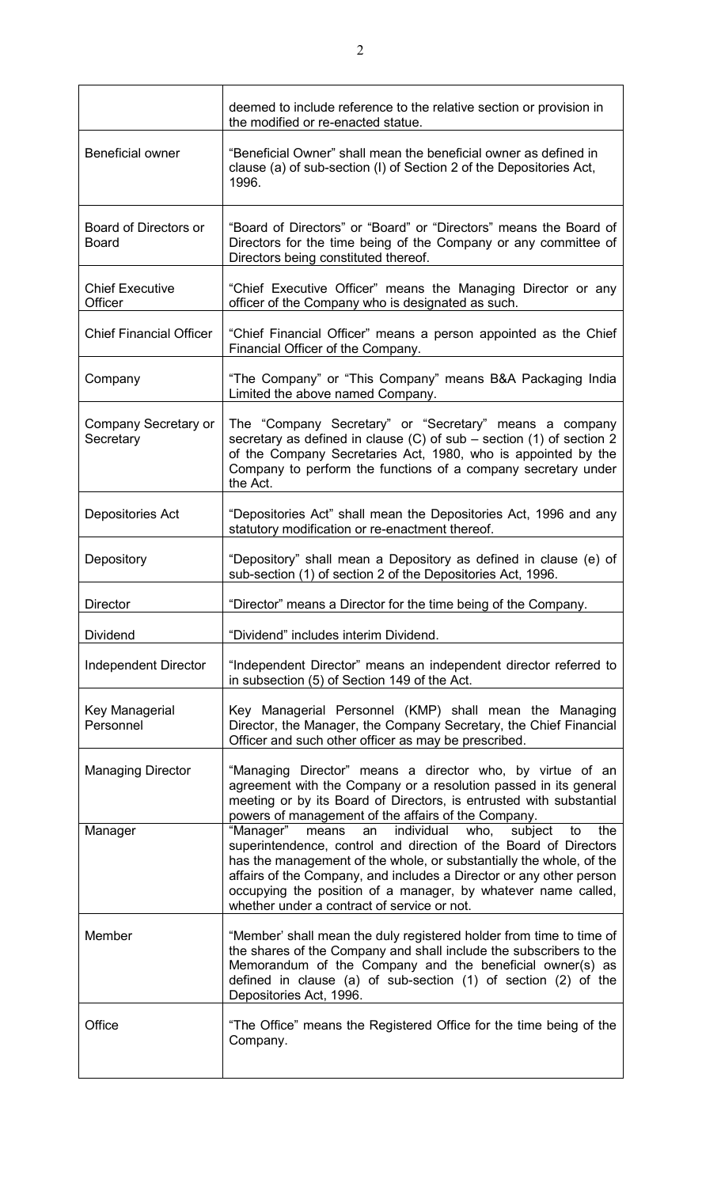| | |
|---|---|
| | deemed to include reference to the relative section or provision in the modified or re-enacted statue. |
| Beneficial owner | "Beneficial Owner" shall mean the beneficial owner as defined in clause (a) of sub-section (I) of Section 2 of the Depositories Act, 1996. |
| Board of Directors or Board | "Board of Directors" or "Board" or "Directors" means the Board of Directors for the time being of the Company or any committee of Directors being constituted thereof. |
| Chief Executive Officer | "Chief Executive Officer" means the Managing Director or any officer of the Company who is designated as such. |
| Chief Financial Officer | "Chief Financial Officer" means a person appointed as the Chief Financial Officer of the Company. |
| Company | "The Company" or "This Company" means B&A Packaging India Limited the above named Company. |
| Company Secretary or Secretary | The "Company Secretary" or "Secretary" means a company secretary as defined in clause (C) of sub – section (1) of section 2 of the Company Secretaries Act, 1980, who is appointed by the Company to perform the functions of a company secretary under the Act. |
| Depositories Act | "Depositories Act" shall mean the Depositories Act, 1996 and any statutory modification or re-enactment thereof. |
| Depository | "Depository" shall mean a Depository as defined in clause (e) of sub-section (1) of section 2 of the Depositories Act, 1996. |
| Director | "Director" means a Director for the time being of the Company. |
| Dividend | "Dividend" includes interim Dividend. |
| Independent Director | "Independent Director" means an independent director referred to in subsection (5) of Section 149 of the Act. |
| Key Managerial Personnel | Key Managerial Personnel (KMP) shall mean the Managing Director, the Manager, the Company Secretary, the Chief Financial Officer and such other officer as may be prescribed. |
| Managing Director | "Managing Director" means a director who, by virtue of an agreement with the Company or a resolution passed in its general meeting or by its Board of Directors, is entrusted with substantial powers of management of the affairs of the Company. |
| Manager | "Manager" means an individual who, subject to the superintendence, control and direction of the Board of Directors has the management of the whole, or substantially the whole, of the affairs of the Company, and includes a Director or any other person occupying the position of a manager, by whatever name called, whether under a contract of service or not. |
| Member | "Member' shall mean the duly registered holder from time to time of the shares of the Company and shall include the subscribers to the Memorandum of the Company and the beneficial owner(s) as defined in clause (a) of sub-section (1) of section (2) of the Depositories Act, 1996. |
| Office | "The Office" means the Registered Office for the time being of the Company. |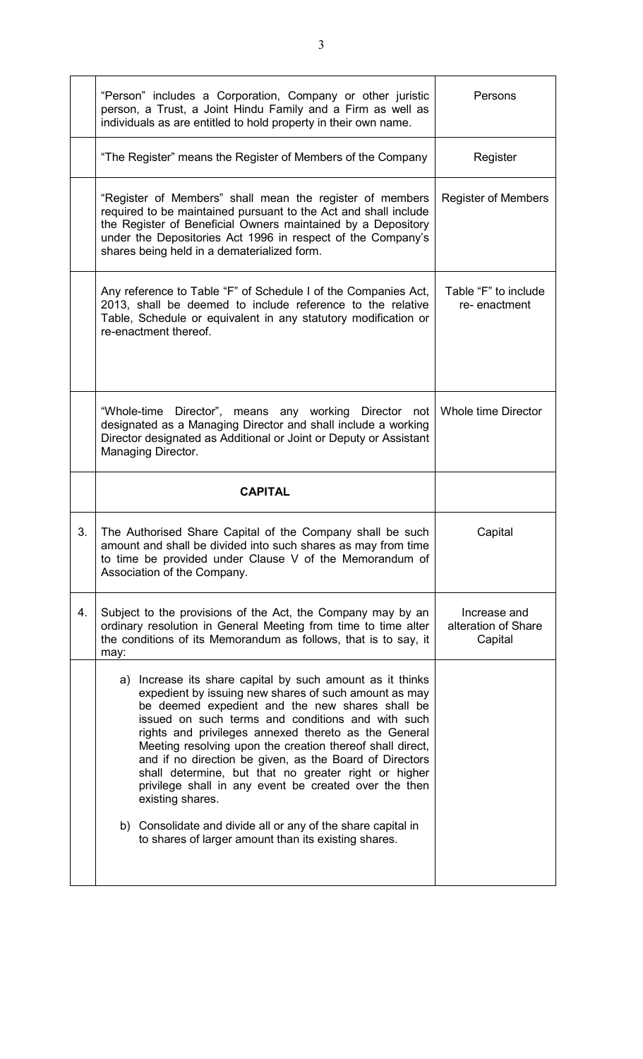|  |  |  |
|---|---|---|
|  | "Person" includes a Corporation, Company or other juristic person, a Trust, a Joint Hindu Family and a Firm as well as individuals as are entitled to hold property in their own name. | Persons |
|  | "The Register" means the Register of Members of the Company | Register |
|  | "Register of Members" shall mean the register of members required to be maintained pursuant to the Act and shall include the Register of Beneficial Owners maintained by a Depository under the Depositories Act 1996 in respect of the Company's shares being held in a dematerialized form. | Register of Members |
|  | Any reference to Table "F" of Schedule I of the Companies Act, 2013, shall be deemed to include reference to the relative Table, Schedule or equivalent in any statutory modification or re-enactment thereof. | Table "F" to include re- enactment |
|  | "Whole-time Director", means any working Director not designated as a Managing Director and shall include a working Director designated as Additional or Joint or Deputy or Assistant Managing Director. | Whole time Director |
|  | **CAPITAL** |  |
| 3. | The Authorised Share Capital of the Company shall be such amount and shall be divided into such shares as may from time to time be provided under Clause V of the Memorandum of Association of the Company. | Capital |
| 4. | Subject to the provisions of the Act, the Company may by an ordinary resolution in General Meeting from time to time alter the conditions of its Memorandum as follows, that is to say, it may: | Increase and alteration of Share Capital |
|  | a) Increase its share capital by such amount as it thinks expedient by issuing new shares of such amount as may be deemed expedient and the new shares shall be issued on such terms and conditions and with such rights and privileges annexed thereto as the General Meeting resolving upon the creation thereof shall direct, and if no direction be given, as the Board of Directors shall determine, but that no greater right or higher privilege shall in any event be created over the then existing shares.<br><br>b) Consolidate and divide all or any of the share capital in to shares of larger amount than its existing shares. |  |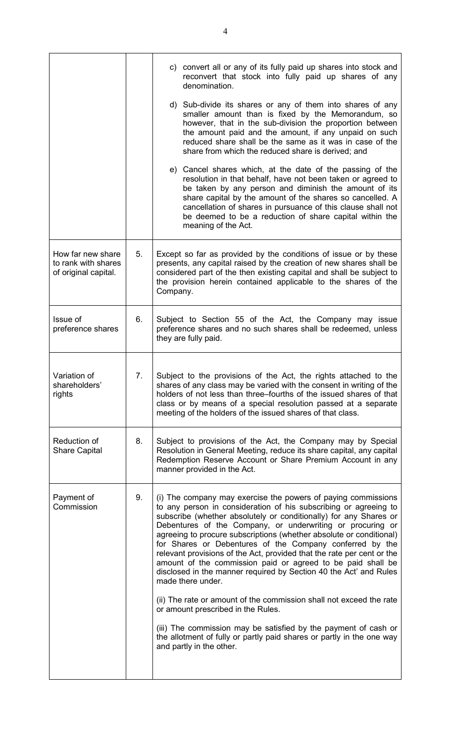| | | |
|---|---|---|
| | | c) convert all or any of its fully paid up shares into stock and reconvert that stock into fully paid up shares of any denomination.<br><br>d) Sub-divide its shares or any of them into shares of any smaller amount than is fixed by the Memorandum, so however, that in the sub-division the proportion between the amount paid and the amount, if any unpaid on such reduced share shall be the same as it was in case of the share from which the reduced share is derived; and<br><br>e) Cancel shares which, at the date of the passing of the resolution in that behalf, have not been taken or agreed to be taken by any person and diminish the amount of its share capital by the amount of the shares so cancelled. A cancellation of shares in pursuance of this clause shall not be deemed to be a reduction of share capital within the meaning of the Act. |
| How far new share to rank with shares of original capital. | 5. | Except so far as provided by the conditions of issue or by these presents, any capital raised by the creation of new shares shall be considered part of the then existing capital and shall be subject to the provision herein contained applicable to the shares of the Company. |
| Issue of preference shares | 6. | Subject to Section 55 of the Act, the Company may issue preference shares and no such shares shall be redeemed, unless they are fully paid. |
| Variation of shareholders' rights | 7. | Subject to the provisions of the Act, the rights attached to the shares of any class may be varied with the consent in writing of the holders of not less than three–fourths of the issued shares of that class or by means of a special resolution passed at a separate meeting of the holders of the issued shares of that class. |
| Reduction of Share Capital | 8. | Subject to provisions of the Act, the Company may by Special Resolution in General Meeting, reduce its share capital, any capital Redemption Reserve Account or Share Premium Account in any manner provided in the Act. |
| Payment of Commission | 9. | (i) The company may exercise the powers of paying commissions to any person in consideration of his subscribing or agreeing to subscribe (whether absolutely or conditionally) for any Shares or Debentures of the Company, or underwriting or procuring or agreeing to procure subscriptions (whether absolute or conditional) for Shares or Debentures of the Company conferred by the relevant provisions of the Act, provided that the rate per cent or the amount of the commission paid or agreed to be paid shall be disclosed in the manner required by Section 40 the Act' and Rules made there under.<br><br>(ii) The rate or amount of the commission shall not exceed the rate or amount prescribed in the Rules.<br><br>(iii) The commission may be satisfied by the payment of cash or the allotment of fully or partly paid shares or partly in the one way and partly in the other. |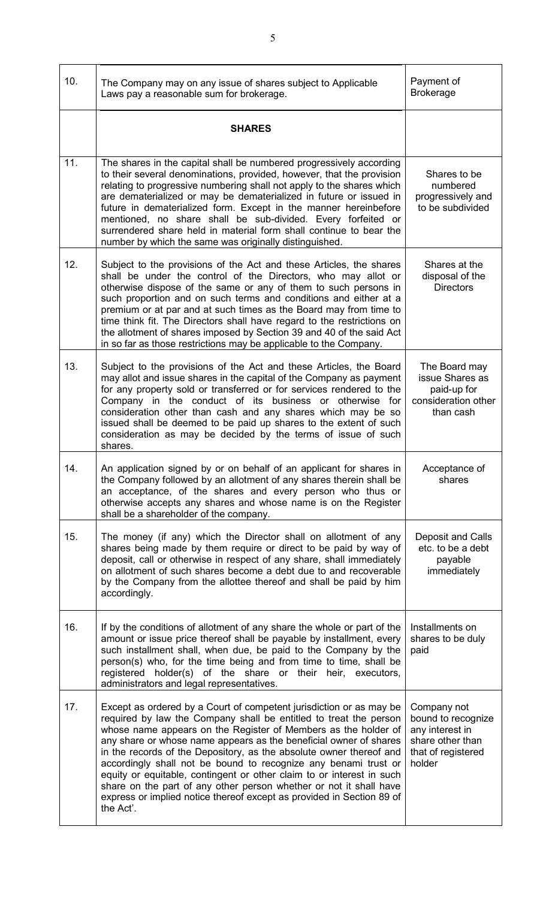| 10. | The Company may on any issue of shares subject to Applicable Laws pay a reasonable sum for brokerage. | Payment of Brokerage |
|---|---|---|
| | **SHARES** | |
| 11. | The shares in the capital shall be numbered progressively according to their several denominations, provided, however, that the provision relating to progressive numbering shall not apply to the shares which are dematerialized or may be dematerialized in future or issued in future in dematerialized form. Except in the manner hereinbefore mentioned, no share shall be sub-divided. Every forfeited or surrendered share held in material form shall continue to bear the number by which the same was originally distinguished. | Shares to be numbered progressively and to be subdivided |
| 12. | Subject to the provisions of the Act and these Articles, the shares shall be under the control of the Directors, who may allot or otherwise dispose of the same or any of them to such persons in such proportion and on such terms and conditions and either at a premium or at par and at such times as the Board may from time to time think fit. The Directors shall have regard to the restrictions on the allotment of shares imposed by Section 39 and 40 of the said Act in so far as those restrictions may be applicable to the Company. | Shares at the disposal of the Directors |
| 13. | Subject to the provisions of the Act and these Articles, the Board may allot and issue shares in the capital of the Company as payment for any property sold or transferred or for services rendered to the Company in the conduct of its business or otherwise for consideration other than cash and any shares which may be so issued shall be deemed to be paid up shares to the extent of such consideration as may be decided by the terms of issue of such shares. | The Board may issue Shares as paid-up for consideration other than cash |
| 14. | An application signed by or on behalf of an applicant for shares in the Company followed by an allotment of any shares therein shall be an acceptance, of the shares and every person who thus or otherwise accepts any shares and whose name is on the Register shall be a shareholder of the company. | Acceptance of shares |
| 15. | The money (if any) which the Director shall on allotment of any shares being made by them require or direct to be paid by way of deposit, call or otherwise in respect of any share, shall immediately on allotment of such shares become a debt due to and recoverable by the Company from the allottee thereof and shall be paid by him accordingly. | Deposit and Calls etc. to be a debt payable immediately |
| 16. | If by the conditions of allotment of any share the whole or part of the amount or issue price thereof shall be payable by installment, every such installment shall, when due, be paid to the Company by the person(s) who, for the time being and from time to time, shall be registered holder(s) of the share or their heir, executors, administrators and legal representatives. | Installments on shares to be duly paid |
| 17. | Except as ordered by a Court of competent jurisdiction or as may be required by law the Company shall be entitled to treat the person whose name appears on the Register of Members as the holder of any share or whose name appears as the beneficial owner of shares in the records of the Depository, as the absolute owner thereof and accordingly shall not be bound to recognize any benami trust or equity or equitable, contingent or other claim to or interest in such share on the part of any other person whether or not it shall have express or implied notice thereof except as provided in Section 89 of the Act'. | Company not bound to recognize any interest in share other than that of registered holder |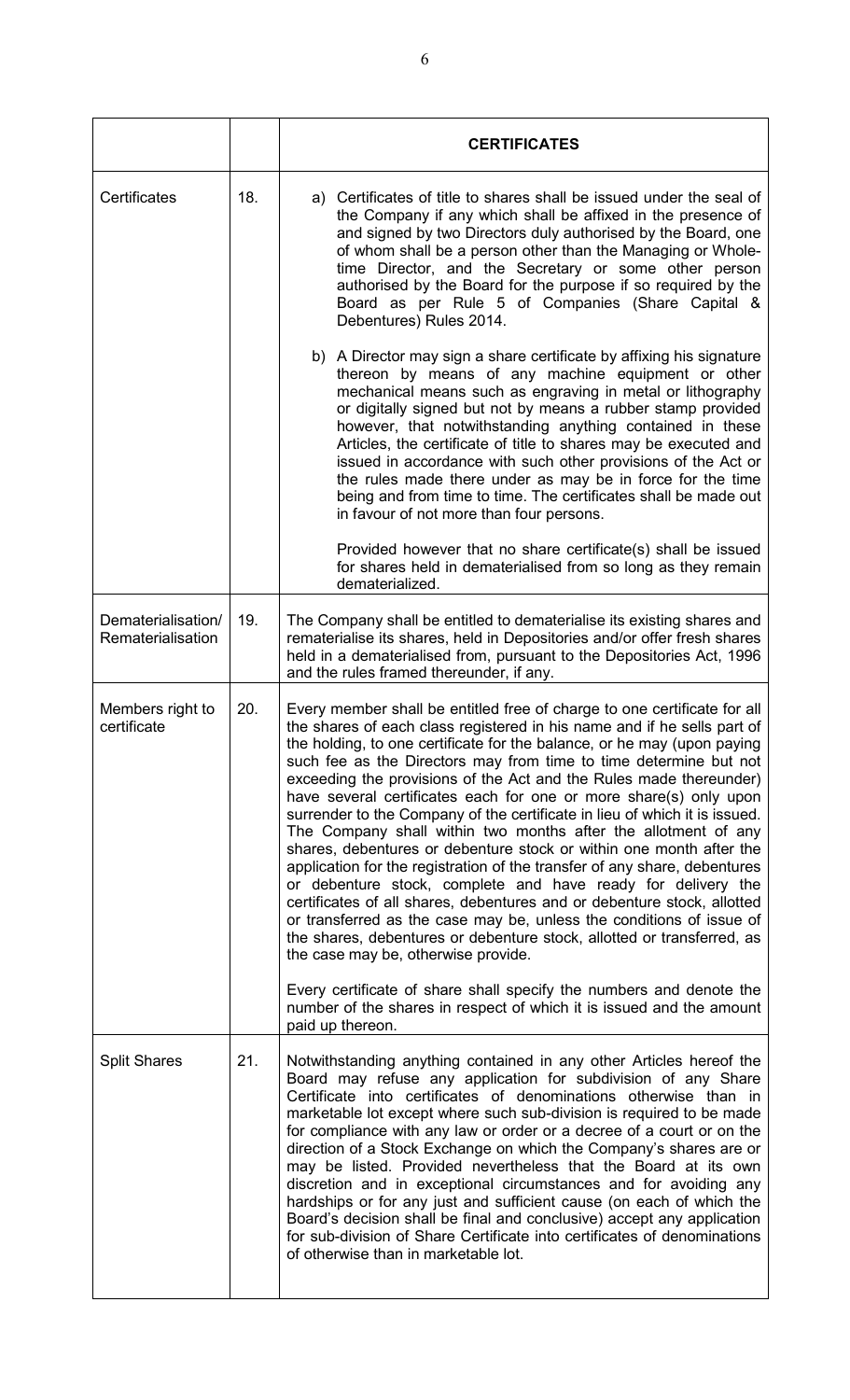| | | **CERTIFICATES** |
|---|---|---|
| Certificates | 18. | a) Certificates of title to shares shall be issued under the seal of the Company if any which shall be affixed in the presence of and signed by two Directors duly authorised by the Board, one of whom shall be a person other than the Managing or Whole-time Director, and the Secretary or some other person authorised by the Board for the purpose if so required by the Board as per Rule 5 of Companies (Share Capital & Debentures) Rules 2014.<br><br>b) A Director may sign a share certificate by affixing his signature thereon by means of any machine equipment or other mechanical means such as engraving in metal or lithography or digitally signed but not by means a rubber stamp provided however, that notwithstanding anything contained in these Articles, the certificate of title to shares may be executed and issued in accordance with such other provisions of the Act or the rules made there under as may be in force for the time being and from time to time. The certificates shall be made out in favour of not more than four persons.<br><br>Provided however that no share certificate(s) shall be issued for shares held in dematerialised from so long as they remain dematerialized. |
| Dematerialisation/ Rematerialisation | 19. | The Company shall be entitled to dematerialise its existing shares and rematerialise its shares, held in Depositories and/or offer fresh shares held in a dematerialised from, pursuant to the Depositories Act, 1996 and the rules framed thereunder, if any. |
| Members right to certificate | 20. | Every member shall be entitled free of charge to one certificate for all the shares of each class registered in his name and if he sells part of the holding, to one certificate for the balance, or he may (upon paying such fee as the Directors may from time to time determine but not exceeding the provisions of the Act and the Rules made thereunder) have several certificates each for one or more share(s) only upon surrender to the Company of the certificate in lieu of which it is issued. The Company shall within two months after the allotment of any shares, debentures or debenture stock or within one month after the application for the registration of the transfer of any share, debentures or debenture stock, complete and have ready for delivery the certificates of all shares, debentures and or debenture stock, allotted or transferred as the case may be, unless the conditions of issue of the shares, debentures or debenture stock, allotted or transferred, as the case may be, otherwise provide.<br><br>Every certificate of share shall specify the numbers and denote the number of the shares in respect of which it is issued and the amount paid up thereon. |
| Split Shares | 21. | Notwithstanding anything contained in any other Articles hereof the Board may refuse any application for subdivision of any Share Certificate into certificates of denominations otherwise than in marketable lot except where such sub-division is required to be made for compliance with any law or order or a decree of a court or on the direction of a Stock Exchange on which the Company's shares are or may be listed. Provided nevertheless that the Board at its own discretion and in exceptional circumstances and for avoiding any hardships or for any just and sufficient cause (on each of which the Board's decision shall be final and conclusive) accept any application for sub-division of Share Certificate into certificates of denominations of otherwise than in marketable lot. |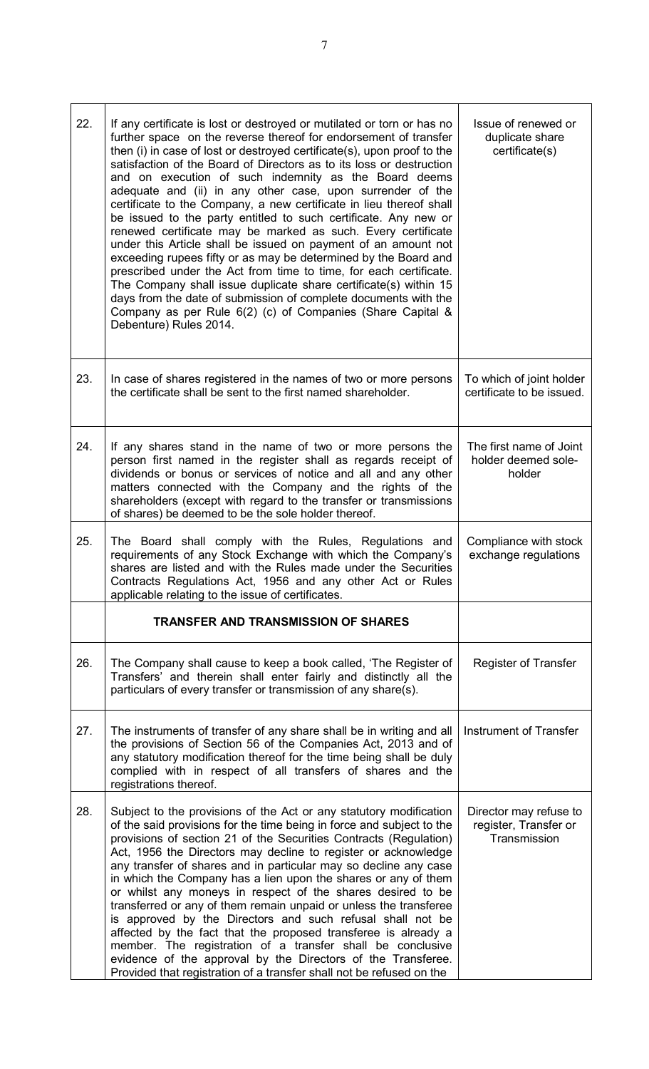| 22. | If any certificate is lost or destroyed or mutilated or torn or has no further space on the reverse thereof for endorsement of transfer then (i) in case of lost or destroyed certificate(s), upon proof to the satisfaction of the Board of Directors as to its loss or destruction and on execution of such indemnity as the Board deems adequate and (ii) in any other case, upon surrender of the certificate to the Company, a new certificate in lieu thereof shall be issued to the party entitled to such certificate. Any new or renewed certificate may be marked as such. Every certificate under this Article shall be issued on payment of an amount not exceeding rupees fifty or as may be determined by the Board and prescribed under the Act from time to time, for each certificate. The Company shall issue duplicate share certificate(s) within 15 days from the date of submission of complete documents with the Company as per Rule 6(2) (c) of Companies (Share Capital & Debenture) Rules 2014. | Issue of renewed or duplicate share certificate(s) |
|---|---|---|
| 23. | In case of shares registered in the names of two or more persons the certificate shall be sent to the first named shareholder. | To which of joint holder certificate to be issued. |
| 24. | If any shares stand in the name of two or more persons the person first named in the register shall as regards receipt of dividends or bonus or services of notice and all and any other matters connected with the Company and the rights of the shareholders (except with regard to the transfer or transmissions of shares) be deemed to be the sole holder thereof. | The first name of Joint holder deemed sole-holder |
| 25. | The Board shall comply with the Rules, Regulations and requirements of any Stock Exchange with which the Company's shares are listed and with the Rules made under the Securities Contracts Regulations Act, 1956 and any other Act or Rules applicable relating to the issue of certificates. | Compliance with stock exchange regulations |
| | **TRANSFER AND TRANSMISSION OF SHARES** | |
| 26. | The Company shall cause to keep a book called, 'The Register of Transfers' and therein shall enter fairly and distinctly all the particulars of every transfer or transmission of any share(s). | Register of Transfer |
| 27. | The instruments of transfer of any share shall be in writing and all the provisions of Section 56 of the Companies Act, 2013 and of any statutory modification thereof for the time being shall be duly complied with in respect of all transfers of shares and the registrations thereof. | Instrument of Transfer |
| 28. | Subject to the provisions of the Act or any statutory modification of the said provisions for the time being in force and subject to the provisions of section 21 of the Securities Contracts (Regulation) Act, 1956 the Directors may decline to register or acknowledge any transfer of shares and in particular may so decline any case in which the Company has a lien upon the shares or any of them or whilst any moneys in respect of the shares desired to be transferred or any of them remain unpaid or unless the transferee is approved by the Directors and such refusal shall not be affected by the fact that the proposed transferee is already a member. The registration of a transfer shall be conclusive evidence of the approval by the Directors of the Transferee. Provided that registration of a transfer shall not be refused on the | Director may refuse to register, Transfer or Transmission |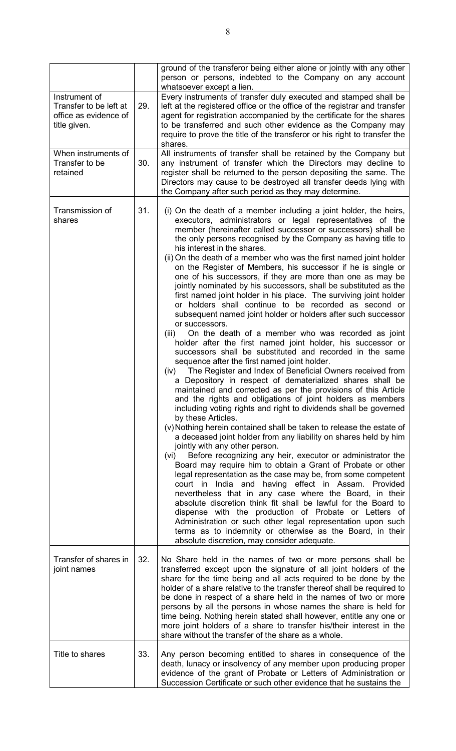| | | |
|---|---|---|
| | | ground of the transferor being either alone or jointly with any other person or persons, indebted to the Company on any account whatsoever except a lien. |
| Instrument of Transfer to be left at office as evidence of title given. | 29. | Every instruments of transfer duly executed and stamped shall be left at the registered office or the office of the registrar and transfer agent for registration accompanied by the certificate for the shares to be transferred and such other evidence as the Company may require to prove the title of the transferor or his right to transfer the shares. |
| When instruments of Transfer to be retained | 30. | All instruments of transfer shall be retained by the Company but any instrument of transfer which the Directors may decline to register shall be returned to the person depositing the same. The Directors may cause to be destroyed all transfer deeds lying with the Company after such period as they may determine. |
| Transmission of shares | 31. | (i) On the death of a member including a joint holder, the heirs, executors, administrators or legal representatives of the member (hereinafter called successor or successors) shall be the only persons recognised by the Company as having title to his interest in the shares.<br>(ii) On the death of a member who was the first named joint holder on the Register of Members, his successor if he is single or one of his successors, if they are more than one as may be jointly nominated by his successors, shall be substituted as the first named joint holder in his place. The surviving joint holder or holders shall continue to be recorded as second or subsequent named joint holder or holders after such successor or successors.<br>(iii) On the death of a member who was recorded as joint holder after the first named joint holder, his successor or successors shall be substituted and recorded in the same sequence after the first named joint holder.<br>(iv) The Register and Index of Beneficial Owners received from a Depository in respect of dematerialized shares shall be maintained and corrected as per the provisions of this Article and the rights and obligations of joint holders as members including voting rights and right to dividends shall be governed by these Articles.<br>(v) Nothing herein contained shall be taken to release the estate of a deceased joint holder from any liability on shares held by him jointly with any other person.<br>(vi) Before recognizing any heir, executor or administrator the Board may require him to obtain a Grant of Probate or other legal representation as the case may be, from some competent court in India and having effect in Assam. Provided nevertheless that in any case where the Board, in their absolute discretion think fit shall be lawful for the Board to dispense with the production of Probate or Letters of Administration or such other legal representation upon such terms as to indemnity or otherwise as the Board, in their absolute discretion, may consider adequate. |
| Transfer of shares in joint names | 32. | No Share held in the names of two or more persons shall be transferred except upon the signature of all joint holders of the share for the time being and all acts required to be done by the holder of a share relative to the transfer thereof shall be required to be done in respect of a share held in the names of two or more persons by all the persons in whose names the share is held for time being. Nothing herein stated shall however, entitle any one or more joint holders of a share to transfer his/their interest in the share without the transfer of the share as a whole. |
| Title to shares | 33. | Any person becoming entitled to shares in consequence of the death, lunacy or insolvency of any member upon producing proper evidence of the grant of Probate or Letters of Administration or Succession Certificate or such other evidence that he sustains the |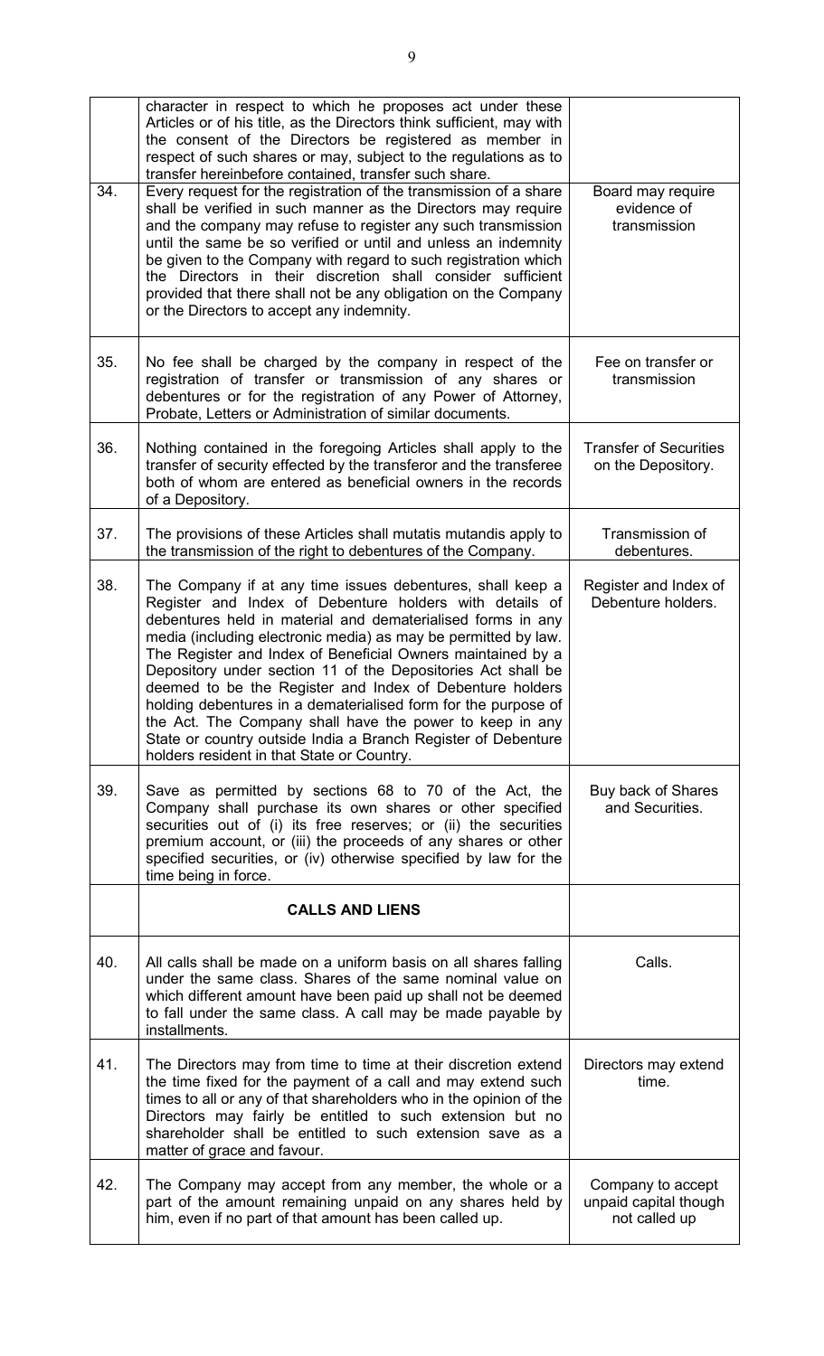| | | |
|---|---|---|
| | character in respect to which he proposes act under these Articles or of his title, as the Directors think sufficient, may with the consent of the Directors be registered as member in respect of such shares or may, subject to the regulations as to transfer hereinbefore contained, transfer such share. | |
| 34. | Every request for the registration of the transmission of a share shall be verified in such manner as the Directors may require and the company may refuse to register any such transmission until the same be so verified or until and unless an indemnity be given to the Company with regard to such registration which the Directors in their discretion shall consider sufficient provided that there shall not be any obligation on the Company or the Directors to accept any indemnity. | Board may require evidence of transmission |
| 35. | No fee shall be charged by the company in respect of the registration of transfer or transmission of any shares or debentures or for the registration of any Power of Attorney, Probate, Letters or Administration of similar documents. | Fee on transfer or transmission |
| 36. | Nothing contained in the foregoing Articles shall apply to the transfer of security effected by the transferor and the transferee both of whom are entered as beneficial owners in the records of a Depository. | Transfer of Securities on the Depository. |
| 37. | The provisions of these Articles shall mutatis mutandis apply to the transmission of the right to debentures of the Company. | Transmission of debentures. |
| 38. | The Company if at any time issues debentures, shall keep a Register and Index of Debenture holders with details of debentures held in material and dematerialised forms in any media (including electronic media) as may be permitted by law. The Register and Index of Beneficial Owners maintained by a Depository under section 11 of the Depositories Act shall be deemed to be the Register and Index of Debenture holders holding debentures in a dematerialised form for the purpose of the Act. The Company shall have the power to keep in any State or country outside India a Branch Register of Debenture holders resident in that State or Country. | Register and Index of Debenture holders. |
| 39. | Save as permitted by sections 68 to 70 of the Act, the Company shall purchase its own shares or other specified securities out of (i) its free reserves; or (ii) the securities premium account, or (iii) the proceeds of any shares or other specified securities, or (iv) otherwise specified by law for the time being in force. | Buy back of Shares and Securities. |
| | **CALLS AND LIENS** | |
| 40. | All calls shall be made on a uniform basis on all shares falling under the same class. Shares of the same nominal value on which different amount have been paid up shall not be deemed to fall under the same class. A call may be made payable by installments. | Calls. |
| 41. | The Directors may from time to time at their discretion extend the time fixed for the payment of a call and may extend such times to all or any of that shareholders who in the opinion of the Directors may fairly be entitled to such extension but no shareholder shall be entitled to such extension save as a matter of grace and favour. | Directors may extend time. |
| 42. | The Company may accept from any member, the whole or a part of the amount remaining unpaid on any shares held by him, even if no part of that amount has been called up. | Company to accept unpaid capital though not called up |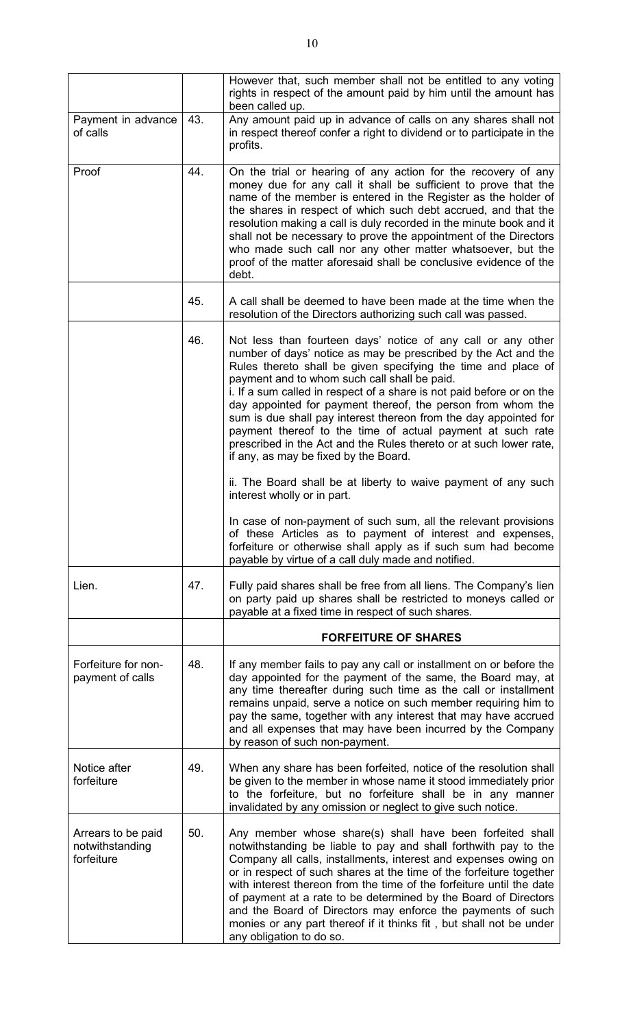| | | |
|---|---|---|
| | | However that, such member shall not be entitled to any voting rights in respect of the amount paid by him until the amount has been called up. |
| Payment in advance of calls | 43. | Any amount paid up in advance of calls on any shares shall not in respect thereof confer a right to dividend or to participate in the profits. |
| Proof | 44. | On the trial or hearing of any action for the recovery of any money due for any call it shall be sufficient to prove that the name of the member is entered in the Register as the holder of the shares in respect of which such debt accrued, and that the resolution making a call is duly recorded in the minute book and it shall not be necessary to prove the appointment of the Directors who made such call nor any other matter whatsoever, but the proof of the matter aforesaid shall be conclusive evidence of the debt. |
| | 45. | A call shall be deemed to have been made at the time when the resolution of the Directors authorizing such call was passed. |
| | 46. | Not less than fourteen days' notice of any call or any other number of days' notice as may be prescribed by the Act and the Rules thereto shall be given specifying the time and place of payment and to whom such call shall be paid.<br>i. If a sum called in respect of a share is not paid before or on the day appointed for payment thereof, the person from whom the sum is due shall pay interest thereon from the day appointed for payment thereof to the time of actual payment at such rate prescribed in the Act and the Rules thereto or at such lower rate, if any, as may be fixed by the Board.<br><br>ii. The Board shall be at liberty to waive payment of any such interest wholly or in part.<br><br>In case of non-payment of such sum, all the relevant provisions of these Articles as to payment of interest and expenses, forfeiture or otherwise shall apply as if such sum had become payable by virtue of a call duly made and notified. |
| Lien. | 47. | Fully paid shares shall be free from all liens. The Company's lien on party paid up shares shall be restricted to moneys called or payable at a fixed time in respect of such shares. |
| | | **FORFEITURE OF SHARES** |
| Forfeiture for non-payment of calls | 48. | If any member fails to pay any call or installment on or before the day appointed for the payment of the same, the Board may, at any time thereafter during such time as the call or installment remains unpaid, serve a notice on such member requiring him to pay the same, together with any interest that may have accrued and all expenses that may have been incurred by the Company by reason of such non-payment. |
| Notice after forfeiture | 49. | When any share has been forfeited, notice of the resolution shall be given to the member in whose name it stood immediately prior to the forfeiture, but no forfeiture shall be in any manner invalidated by any omission or neglect to give such notice. |
| Arrears to be paid notwithstanding forfeiture | 50. | Any member whose share(s) shall have been forfeited shall notwithstanding be liable to pay and shall forthwith pay to the Company all calls, installments, interest and expenses owing on or in respect of such shares at the time of the forfeiture together with interest thereon from the time of the forfeiture until the date of payment at a rate to be determined by the Board of Directors and the Board of Directors may enforce the payments of such monies or any part thereof if it thinks fit , but shall not be under any obligation to do so. |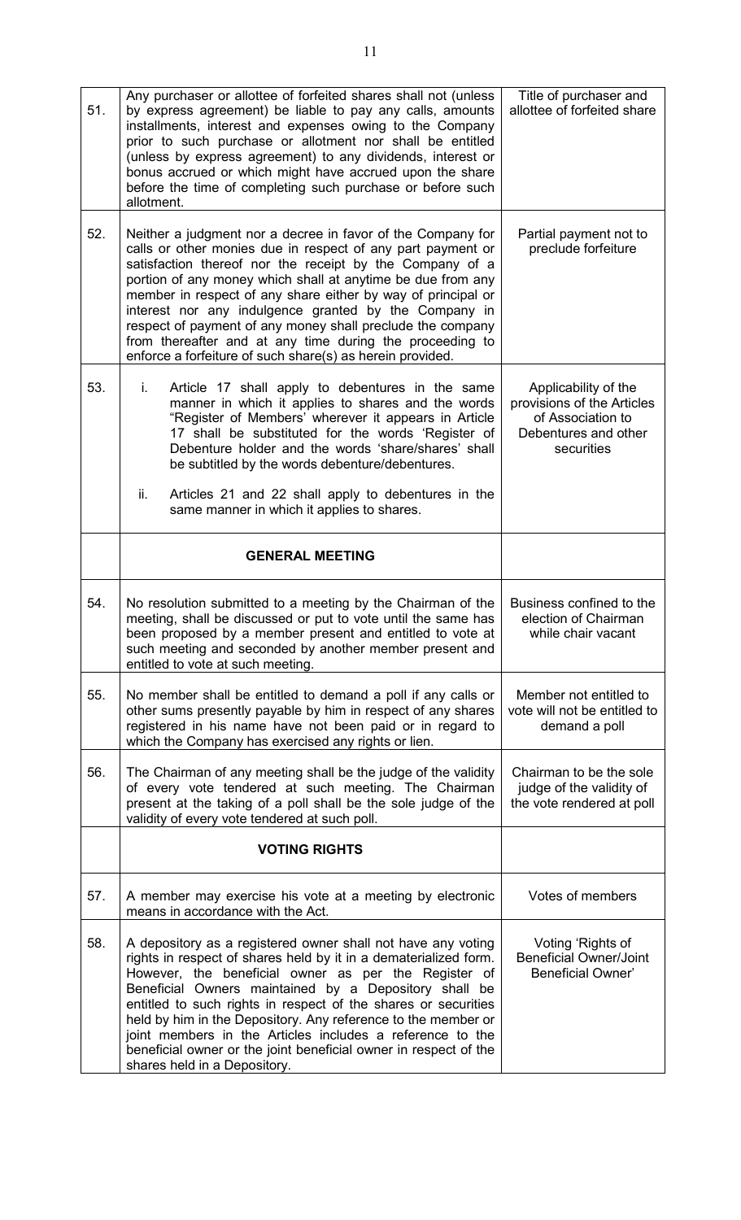| | | |
|---|---|---|
| 51. | Any purchaser or allottee of forfeited shares shall not (unless by express agreement) be liable to pay any calls, amounts installments, interest and expenses owing to the Company prior to such purchase or allotment nor shall be entitled (unless by express agreement) to any dividends, interest or bonus accrued or which might have accrued upon the share before the time of completing such purchase or before such allotment. | Title of purchaser and allottee of forfeited share |
| 52. | Neither a judgment nor a decree in favor of the Company for calls or other monies due in respect of any part payment or satisfaction thereof nor the receipt by the Company of a portion of any money which shall at anytime be due from any member in respect of any share either by way of principal or interest nor any indulgence granted by the Company in respect of payment of any money shall preclude the company from thereafter and at any time during the proceeding to enforce a forfeiture of such share(s) as herein provided. | Partial payment not to preclude forfeiture |
| 53. | i. Article 17 shall apply to debentures in the same manner in which it applies to shares and the words "Register of Members' wherever it appears in Article 17 shall be substituted for the words 'Register of Debenture holder and the words 'share/shares' shall be subtitled by the words debenture/debentures.<br><br>ii. Articles 21 and 22 shall apply to debentures in the same manner in which it applies to shares. | Applicability of the provisions of the Articles of Association to Debentures and other securities |
| | **GENERAL MEETING** | |
| 54. | No resolution submitted to a meeting by the Chairman of the meeting, shall be discussed or put to vote until the same has been proposed by a member present and entitled to vote at such meeting and seconded by another member present and entitled to vote at such meeting. | Business confined to the election of Chairman while chair vacant |
| 55. | No member shall be entitled to demand a poll if any calls or other sums presently payable by him in respect of any shares registered in his name have not been paid or in regard to which the Company has exercised any rights or lien. | Member not entitled to vote will not be entitled to demand a poll |
| 56. | The Chairman of any meeting shall be the judge of the validity of every vote tendered at such meeting. The Chairman present at the taking of a poll shall be the sole judge of the validity of every vote tendered at such poll. | Chairman to be the sole judge of the validity of the vote rendered at poll |
| | **VOTING RIGHTS** | |
| 57. | A member may exercise his vote at a meeting by electronic means in accordance with the Act. | Votes of members |
| 58. | A depository as a registered owner shall not have any voting rights in respect of shares held by it in a dematerialized form. However, the beneficial owner as per the Register of Beneficial Owners maintained by a Depository shall be entitled to such rights in respect of the shares or securities held by him in the Depository. Any reference to the member or joint members in the Articles includes a reference to the beneficial owner or the joint beneficial owner in respect of the shares held in a Depository. | Voting 'Rights of Beneficial Owner/Joint Beneficial Owner' |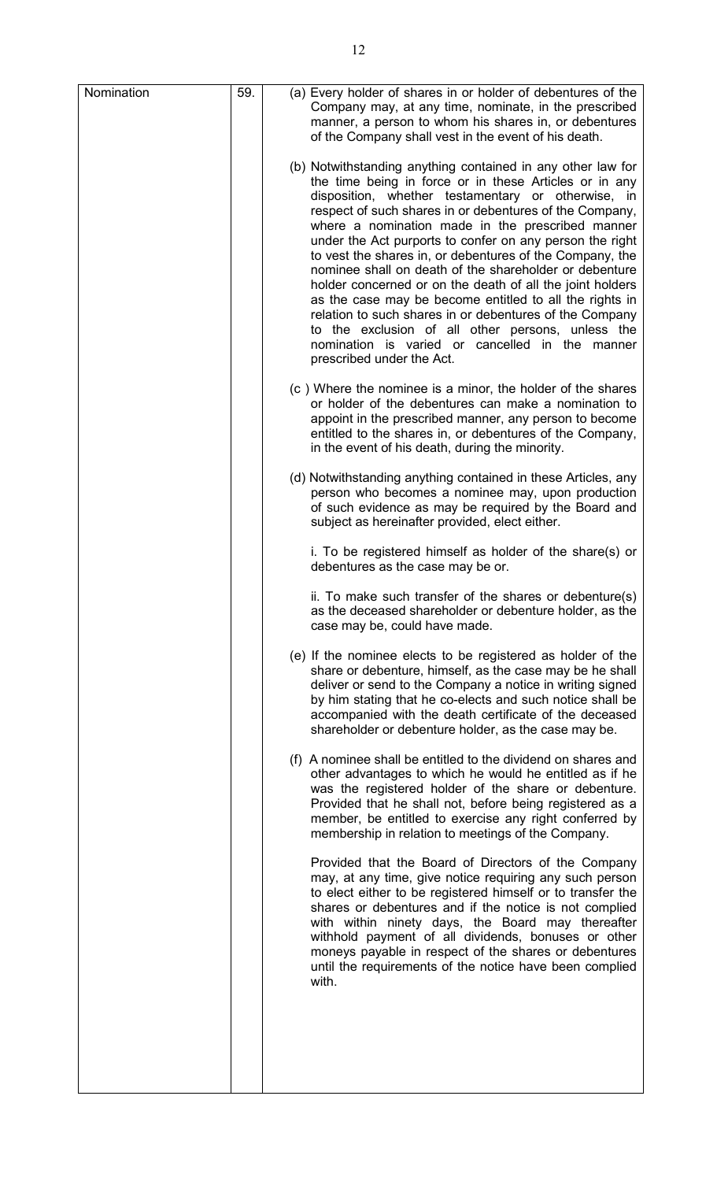| Nomination | 59. | (a) Every holder of shares in or holder of debentures of the Company may, at any time, nominate, in the prescribed manner, a person to whom his shares in, or debentures of the Company shall vest in the event of his death.<br><br>(b) Notwithstanding anything contained in any other law for the time being in force or in these Articles or in any disposition, whether testamentary or otherwise, in respect of such shares in or debentures of the Company, where a nomination made in the prescribed manner under the Act purports to confer on any person the right to vest the shares in, or debentures of the Company, the nominee shall on death of the shareholder or debenture holder concerned or on the death of all the joint holders as the case may be become entitled to all the rights in relation to such shares in or debentures of the Company to the exclusion of all other persons, unless the nomination is varied or cancelled in the manner prescribed under the Act.<br><br>(c ) Where the nominee is a minor, the holder of the shares or holder of the debentures can make a nomination to appoint in the prescribed manner, any person to become entitled to the shares in, or debentures of the Company, in the event of his death, during the minority.<br><br>(d) Notwithstanding anything contained in these Articles, any person who becomes a nominee may, upon production of such evidence as may be required by the Board and subject as hereinafter provided, elect either.<br><br>i. To be registered himself as holder of the share(s) or debentures as the case may be or.<br><br>ii. To make such transfer of the shares or debenture(s) as the deceased shareholder or debenture holder, as the case may be, could have made.<br><br>(e) If the nominee elects to be registered as holder of the share or debenture, himself, as the case may be he shall deliver or send to the Company a notice in writing signed by him stating that he co-elects and such notice shall be accompanied with the death certificate of the deceased shareholder or debenture holder, as the case may be.<br><br>(f) A nominee shall be entitled to the dividend on shares and other advantages to which he would he entitled as if he was the registered holder of the share or debenture. Provided that he shall not, before being registered as a member, be entitled to exercise any right conferred by membership in relation to meetings of the Company.<br><br>Provided that the Board of Directors of the Company may, at any time, give notice requiring any such person to elect either to be registered himself or to transfer the shares or debentures and if the notice is not complied with within ninety days, the Board may thereafter withhold payment of all dividends, bonuses or other moneys payable in respect of the shares or debentures until the requirements of the notice have been complied with. |
|---|---|---|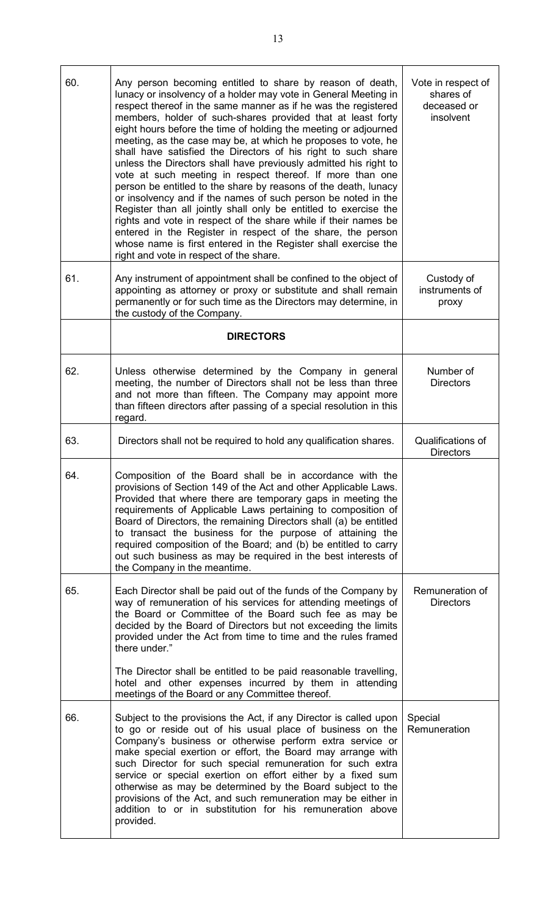| | | |
|---|---|---|
| 60. | Any person becoming entitled to share by reason of death, lunacy or insolvency of a holder may vote in General Meeting in respect thereof in the same manner as if he was the registered members, holder of such-shares provided that at least forty eight hours before the time of holding the meeting or adjourned meeting, as the case may be, at which he proposes to vote, he shall have satisfied the Directors of his right to such share unless the Directors shall have previously admitted his right to vote at such meeting in respect thereof. If more than one person be entitled to the share by reasons of the death, lunacy or insolvency and if the names of such person be noted in the Register than all jointly shall only be entitled to exercise the rights and vote in respect of the share while if their names be entered in the Register in respect of the share, the person whose name is first entered in the Register shall exercise the right and vote in respect of the share. | Vote in respect of shares of deceased or insolvent |
| 61. | Any instrument of appointment shall be confined to the object of appointing as attorney or proxy or substitute and shall remain permanently or for such time as the Directors may determine, in the custody of the Company. | Custody of instruments of proxy |
| | **DIRECTORS** | |
| 62. | Unless otherwise determined by the Company in general meeting, the number of Directors shall not be less than three and not more than fifteen. The Company may appoint more than fifteen directors after passing of a special resolution in this regard. | Number of Directors |
| 63. | Directors shall not be required to hold any qualification shares. | Qualifications of Directors |
| 64. | Composition of the Board shall be in accordance with the provisions of Section 149 of the Act and other Applicable Laws. Provided that where there are temporary gaps in meeting the requirements of Applicable Laws pertaining to composition of Board of Directors, the remaining Directors shall (a) be entitled to transact the business for the purpose of attaining the required composition of the Board; and (b) be entitled to carry out such business as may be required in the best interests of the Company in the meantime. | |
| 65. | Each Director shall be paid out of the funds of the Company by way of remuneration of his services for attending meetings of the Board or Committee of the Board such fee as may be decided by the Board of Directors but not exceeding the limits provided under the Act from time to time and the rules framed there under."<br><br>The Director shall be entitled to be paid reasonable travelling, hotel and other expenses incurred by them in attending meetings of the Board or any Committee thereof. | Remuneration of Directors |
| 66. | Subject to the provisions the Act, if any Director is called upon to go or reside out of his usual place of business on the Company's business or otherwise perform extra service or make special exertion or effort, the Board may arrange with such Director for such special remuneration for such extra service or special exertion on effort either by a fixed sum otherwise as may be determined by the Board subject to the provisions of the Act, and such remuneration may be either in addition to or in substitution for his remuneration above provided. | Special Remuneration |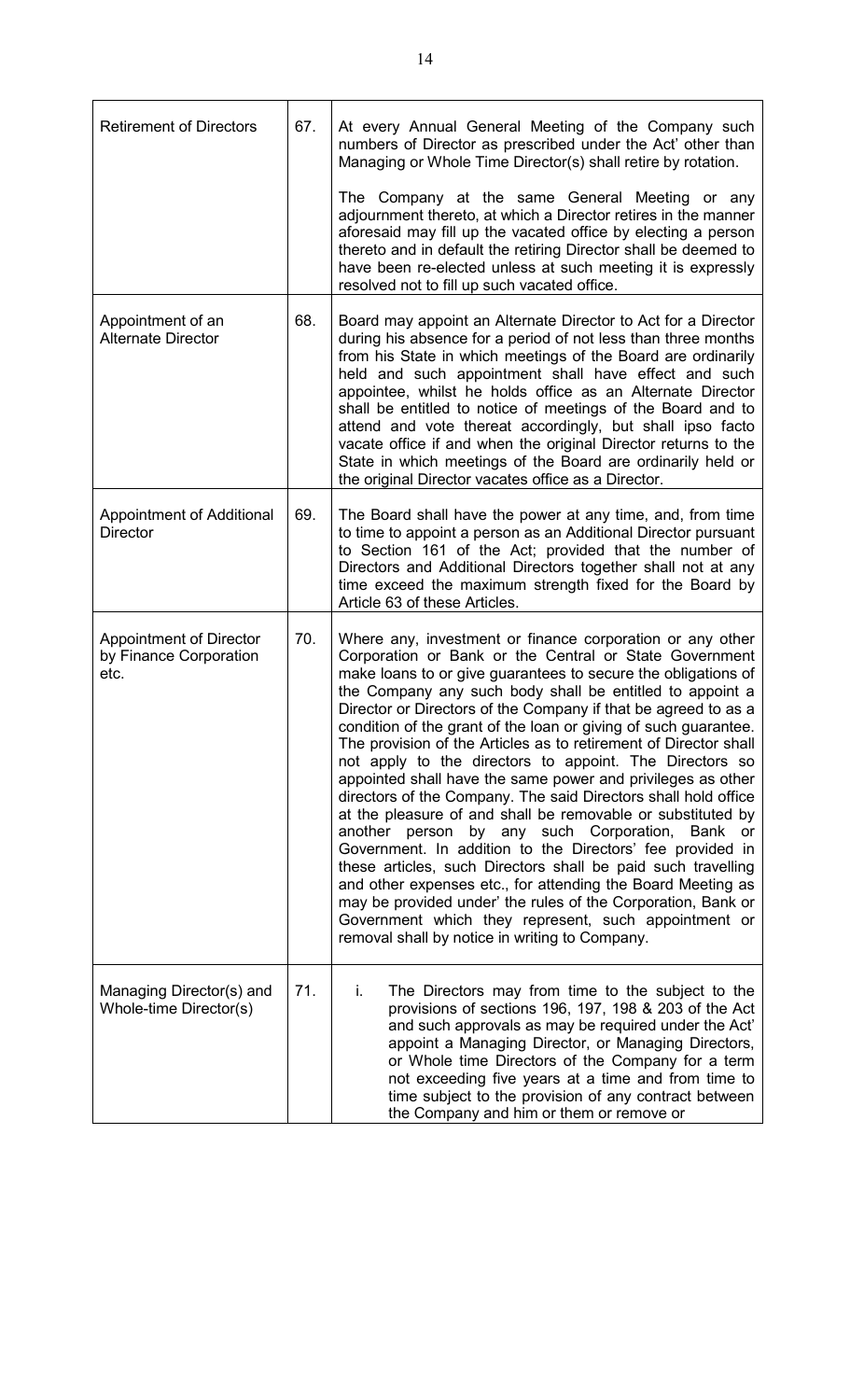| | | |
|---|---|---|
| Retirement of Directors | 67. | At every Annual General Meeting of the Company such numbers of Director as prescribed under the Act' other than Managing or Whole Time Director(s) shall retire by rotation.<br><br>The Company at the same General Meeting or any adjournment thereto, at which a Director retires in the manner aforesaid may fill up the vacated office by electing a person thereto and in default the retiring Director shall be deemed to have been re-elected unless at such meeting it is expressly resolved not to fill up such vacated office. |
| Appointment of an Alternate Director | 68. | Board may appoint an Alternate Director to Act for a Director during his absence for a period of not less than three months from his State in which meetings of the Board are ordinarily held and such appointment shall have effect and such appointee, whilst he holds office as an Alternate Director shall be entitled to notice of meetings of the Board and to attend and vote thereat accordingly, but shall ipso facto vacate office if and when the original Director returns to the State in which meetings of the Board are ordinarily held or the original Director vacates office as a Director. |
| Appointment of Additional Director | 69. | The Board shall have the power at any time, and, from time to time to appoint a person as an Additional Director pursuant to Section 161 of the Act; provided that the number of Directors and Additional Directors together shall not at any time exceed the maximum strength fixed for the Board by Article 63 of these Articles. |
| Appointment of Director by Finance Corporation etc. | 70. | Where any, investment or finance corporation or any other Corporation or Bank or the Central or State Government make loans to or give guarantees to secure the obligations of the Company any such body shall be entitled to appoint a Director or Directors of the Company if that be agreed to as a condition of the grant of the loan or giving of such guarantee. The provision of the Articles as to retirement of Director shall not apply to the directors to appoint. The Directors so appointed shall have the same power and privileges as other directors of the Company. The said Directors shall hold office at the pleasure of and shall be removable or substituted by another person by any such Corporation, Bank or Government. In addition to the Directors' fee provided in these articles, such Directors shall be paid such travelling and other expenses etc., for attending the Board Meeting as may be provided under' the rules of the Corporation, Bank or Government which they represent, such appointment or removal shall by notice in writing to Company. |
| Managing Director(s) and Whole-time Director(s) | 71. | i. The Directors may from time to the subject to the provisions of sections 196, 197, 198 & 203 of the Act and such approvals as may be required under the Act' appoint a Managing Director, or Managing Directors, or Whole time Directors of the Company for a term not exceeding five years at a time and from time to time subject to the provision of any contract between the Company and him or them or remove or |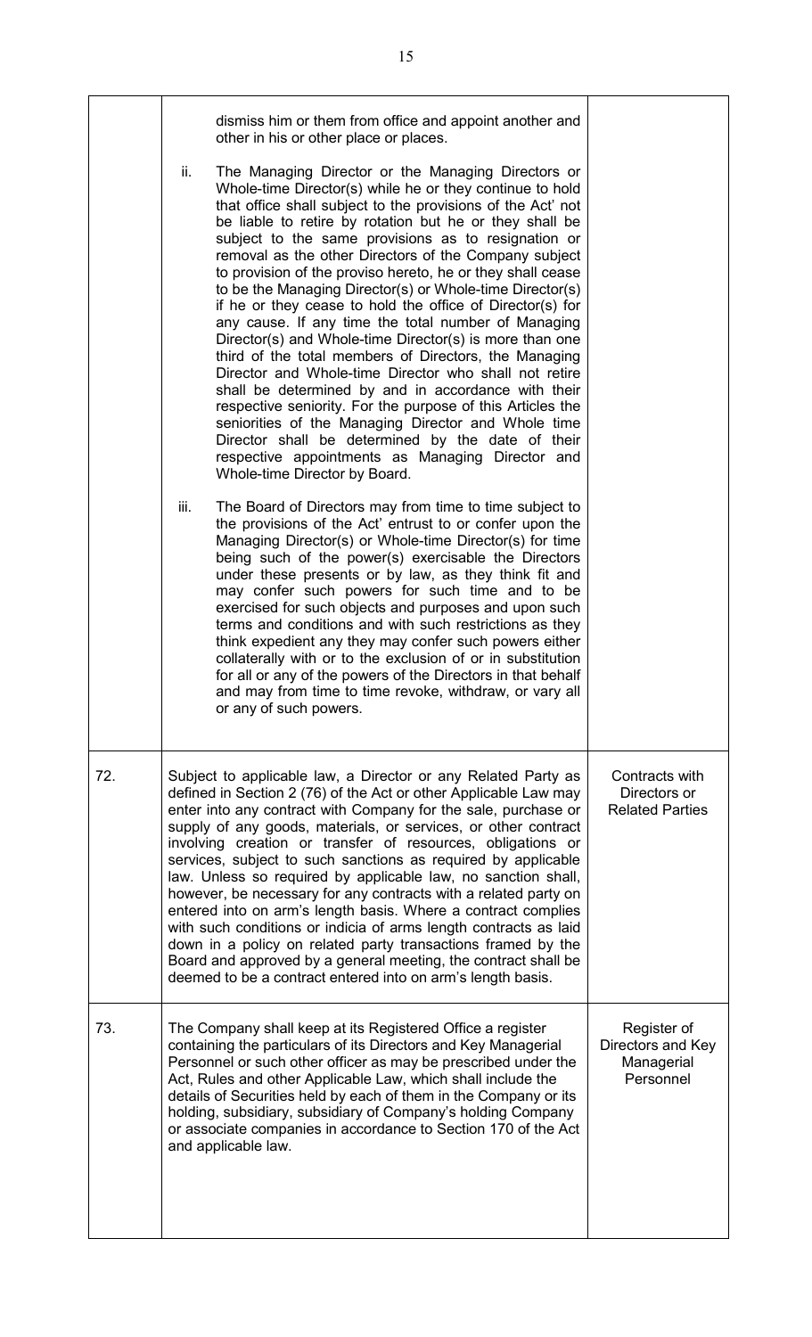| | | |
|---|---|---|
| | dismiss him or them from office and appoint another and other in his or other place or places.<br><br>ii. The Managing Director or the Managing Directors or Whole-time Director(s) while he or they continue to hold that office shall subject to the provisions of the Act' not be liable to retire by rotation but he or they shall be subject to the same provisions as to resignation or removal as the other Directors of the Company subject to provision of the proviso hereto, he or they shall cease to be the Managing Director(s) or Whole-time Director(s) if he or they cease to hold the office of Director(s) for any cause. If any time the total number of Managing Director(s) and Whole-time Director(s) is more than one third of the total members of Directors, the Managing Director and Whole-time Director who shall not retire shall be determined by and in accordance with their respective seniority. For the purpose of this Articles the seniorities of the Managing Director and Whole time Director shall be determined by the date of their respective appointments as Managing Director and Whole-time Director by Board.<br><br>iii. The Board of Directors may from time to time subject to the provisions of the Act' entrust to or confer upon the Managing Director(s) or Whole-time Director(s) for time being such of the power(s) exercisable the Directors under these presents or by law, as they think fit and may confer such powers for such time and to be exercised for such objects and purposes and upon such terms and conditions and with such restrictions as they think expedient any they may confer such powers either collaterally with or to the exclusion of or in substitution for all or any of the powers of the Directors in that behalf and may from time to time revoke, withdraw, or vary all or any of such powers. | |
| 72. | Subject to applicable law, a Director or any Related Party as defined in Section 2 (76) of the Act or other Applicable Law may enter into any contract with Company for the sale, purchase or supply of any goods, materials, or services, or other contract involving creation or transfer of resources, obligations or services, subject to such sanctions as required by applicable law. Unless so required by applicable law, no sanction shall, however, be necessary for any contracts with a related party on entered into on arm's length basis. Where a contract complies with such conditions or indicia of arms length contracts as laid down in a policy on related party transactions framed by the Board and approved by a general meeting, the contract shall be deemed to be a contract entered into on arm's length basis. | Contracts with Directors or Related Parties |
| 73. | The Company shall keep at its Registered Office a register containing the particulars of its Directors and Key Managerial Personnel or such other officer as may be prescribed under the Act, Rules and other Applicable Law, which shall include the details of Securities held by each of them in the Company or its holding, subsidiary, subsidiary of Company's holding Company or associate companies in accordance to Section 170 of the Act and applicable law. | Register of Directors and Key Managerial Personnel |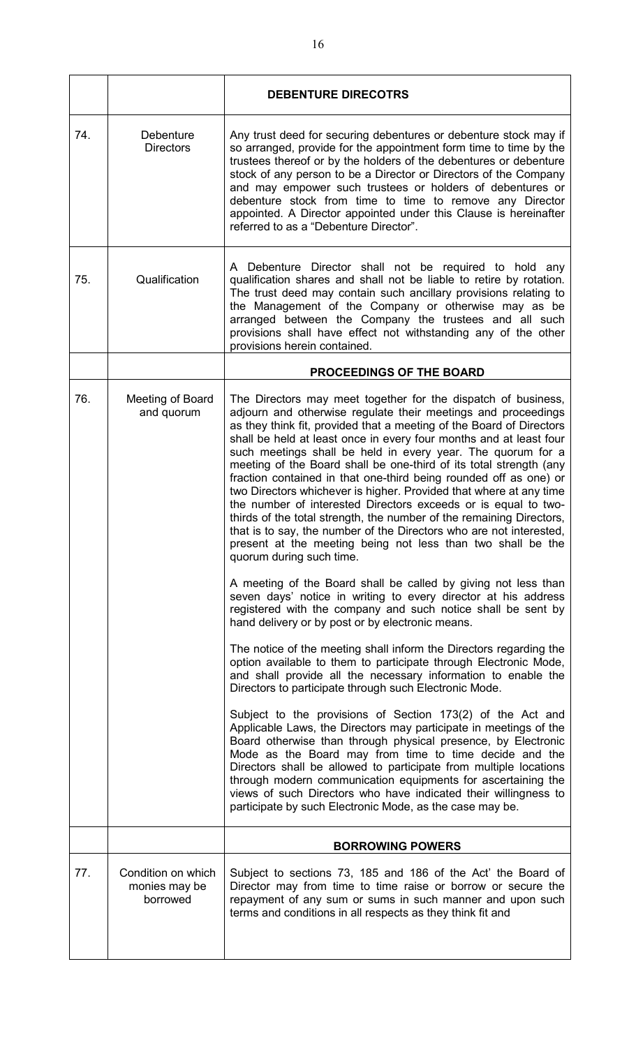| | | |
|---|---|---|
| | | **DEBENTURE DIRECOTRS** |
| 74. | Debenture Directors | Any trust deed for securing debentures or debenture stock may if so arranged, provide for the appointment form time to time by the trustees thereof or by the holders of the debentures or debenture stock of any person to be a Director or Directors of the Company and may empower such trustees or holders of debentures or debenture stock from time to time to remove any Director appointed. A Director appointed under this Clause is hereinafter referred to as a "Debenture Director". |
| 75. | Qualification | A Debenture Director shall not be required to hold any qualification shares and shall not be liable to retire by rotation. The trust deed may contain such ancillary provisions relating to the Management of the Company or otherwise may as be arranged between the Company the trustees and all such provisions shall have effect not withstanding any of the other provisions herein contained. |
| | | **PROCEEDINGS OF THE BOARD** |
| 76. | Meeting of Board and quorum | The Directors may meet together for the dispatch of business, adjourn and otherwise regulate their meetings and proceedings as they think fit, provided that a meeting of the Board of Directors shall be held at least once in every four months and at least four such meetings shall be held in every year. The quorum for a meeting of the Board shall be one-third of its total strength (any fraction contained in that one-third being rounded off as one) or two Directors whichever is higher. Provided that where at any time the number of interested Directors exceeds or is equal to two-thirds of the total strength, the number of the remaining Directors, that is to say, the number of the Directors who are not interested, present at the meeting being not less than two shall be the quorum during such time.<br><br>A meeting of the Board shall be called by giving not less than seven days' notice in writing to every director at his address registered with the company and such notice shall be sent by hand delivery or by post or by electronic means.<br><br>The notice of the meeting shall inform the Directors regarding the option available to them to participate through Electronic Mode, and shall provide all the necessary information to enable the Directors to participate through such Electronic Mode.<br><br>Subject to the provisions of Section 173(2) of the Act and Applicable Laws, the Directors may participate in meetings of the Board otherwise than through physical presence, by Electronic Mode as the Board may from time to time decide and the Directors shall be allowed to participate from multiple locations through modern communication equipments for ascertaining the views of such Directors who have indicated their willingness to participate by such Electronic Mode, as the case may be. |
| | | **BORROWING POWERS** |
| 77. | Condition on which monies may be borrowed | Subject to sections 73, 185 and 186 of the Act' the Board of Director may from time to time raise or borrow or secure the repayment of any sum or sums in such manner and upon such terms and conditions in all respects as they think fit and |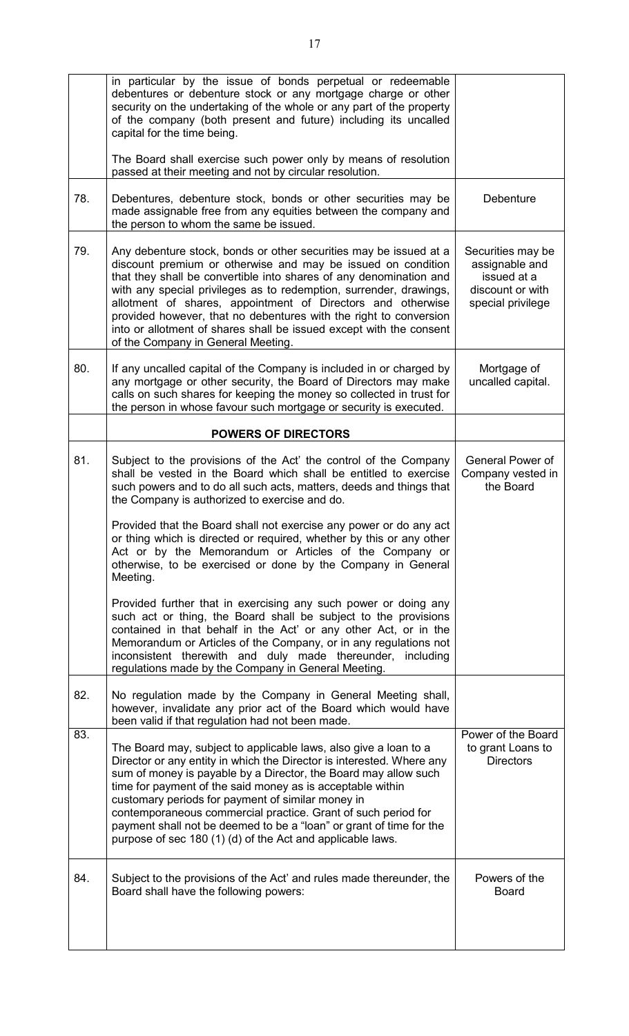| | | |
|---|---|---|
| | in particular by the issue of bonds perpetual or redeemable debentures or debenture stock or any mortgage charge or other security on the undertaking of the whole or any part of the property of the company (both present and future) including its uncalled capital for the time being.<br><br>The Board shall exercise such power only by means of resolution passed at their meeting and not by circular resolution. | |
| 78. | Debentures, debenture stock, bonds or other securities may be made assignable free from any equities between the company and the person to whom the same be issued. | Debenture |
| 79. | Any debenture stock, bonds or other securities may be issued at a discount premium or otherwise and may be issued on condition that they shall be convertible into shares of any denomination and with any special privileges as to redemption, surrender, drawings, allotment of shares, appointment of Directors and otherwise provided however, that no debentures with the right to conversion into or allotment of shares shall be issued except with the consent of the Company in General Meeting. | Securities may be assignable and issued at a discount or with special privilege |
| 80. | If any uncalled capital of the Company is included in or charged by any mortgage or other security, the Board of Directors may make calls on such shares for keeping the money so collected in trust for the person in whose favour such mortgage or security is executed. | Mortgage of uncalled capital. |
| | **POWERS OF DIRECTORS** | |
| 81. | Subject to the provisions of the Act' the control of the Company shall be vested in the Board which shall be entitled to exercise such powers and to do all such acts, matters, deeds and things that the Company is authorized to exercise and do.<br><br>Provided that the Board shall not exercise any power or do any act or thing which is directed or required, whether by this or any other Act or by the Memorandum or Articles of the Company or otherwise, to be exercised or done by the Company in General Meeting.<br><br>Provided further that in exercising any such power or doing any such act or thing, the Board shall be subject to the provisions contained in that behalf in the Act' or any other Act, or in the Memorandum or Articles of the Company, or in any regulations not inconsistent therewith and duly made thereunder, including regulations made by the Company in General Meeting. | General Power of Company vested in the Board |
| 82. | No regulation made by the Company in General Meeting shall, however, invalidate any prior act of the Board which would have been valid if that regulation had not been made. | |
| 83. | The Board may, subject to applicable laws, also give a loan to a Director or any entity in which the Director is interested. Where any sum of money is payable by a Director, the Board may allow such time for payment of the said money as is acceptable within customary periods for payment of similar money in contemporaneous commercial practice. Grant of such period for payment shall not be deemed to be a "loan" or grant of time for the purpose of sec 180 (1) (d) of the Act and applicable laws. | Power of the Board to grant Loans to Directors |
| 84. | Subject to the provisions of the Act' and rules made thereunder, the Board shall have the following powers: | Powers of the Board |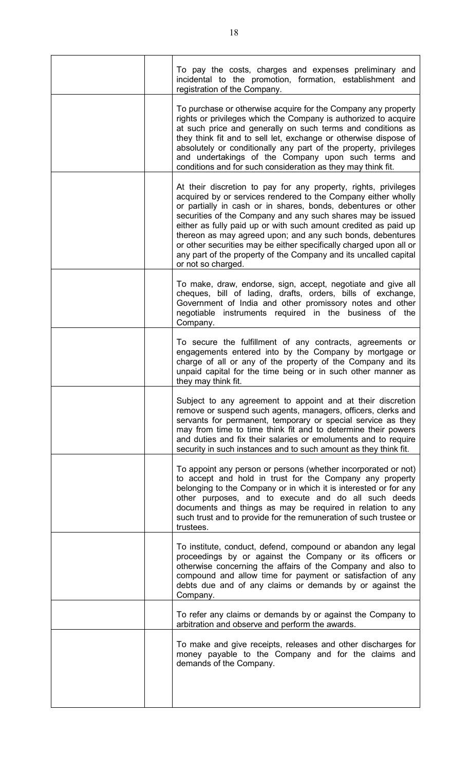| | | |
|---|---|---|
| | | To pay the costs, charges and expenses preliminary and incidental to the promotion, formation, establishment and registration of the Company. |
| | | To purchase or otherwise acquire for the Company any property rights or privileges which the Company is authorized to acquire at such price and generally on such terms and conditions as they think fit and to sell let, exchange or otherwise dispose of absolutely or conditionally any part of the property, privileges and undertakings of the Company upon such terms and conditions and for such consideration as they may think fit. |
| | | At their discretion to pay for any property, rights, privileges acquired by or services rendered to the Company either wholly or partially in cash or in shares, bonds, debentures or other securities of the Company and any such shares may be issued either as fully paid up or with such amount credited as paid up thereon as may agreed upon; and any such bonds, debentures or other securities may be either specifically charged upon all or any part of the property of the Company and its uncalled capital or not so charged. |
| | | To make, draw, endorse, sign, accept, negotiate and give all cheques, bill of lading, drafts, orders, bills of exchange, Government of India and other promissory notes and other negotiable instruments required in the business of the Company. |
| | | To secure the fulfillment of any contracts, agreements or engagements entered into by the Company by mortgage or charge of all or any of the property of the Company and its unpaid capital for the time being or in such other manner as they may think fit. |
| | | Subject to any agreement to appoint and at their discretion remove or suspend such agents, managers, officers, clerks and servants for permanent, temporary or special service as they may from time to time think fit and to determine their powers and duties and fix their salaries or emoluments and to require security in such instances and to such amount as they think fit. |
| | | To appoint any person or persons (whether incorporated or not) to accept and hold in trust for the Company any property belonging to the Company or in which it is interested or for any other purposes, and to execute and do all such deeds documents and things as may be required in relation to any such trust and to provide for the remuneration of such trustee or trustees. |
| | | To institute, conduct, defend, compound or abandon any legal proceedings by or against the Company or its officers or otherwise concerning the affairs of the Company and also to compound and allow time for payment or satisfaction of any debts due and of any claims or demands by or against the Company. |
| | | To refer any claims or demands by or against the Company to arbitration and observe and perform the awards. |
| | | To make and give receipts, releases and other discharges for money payable to the Company and for the claims and demands of the Company. |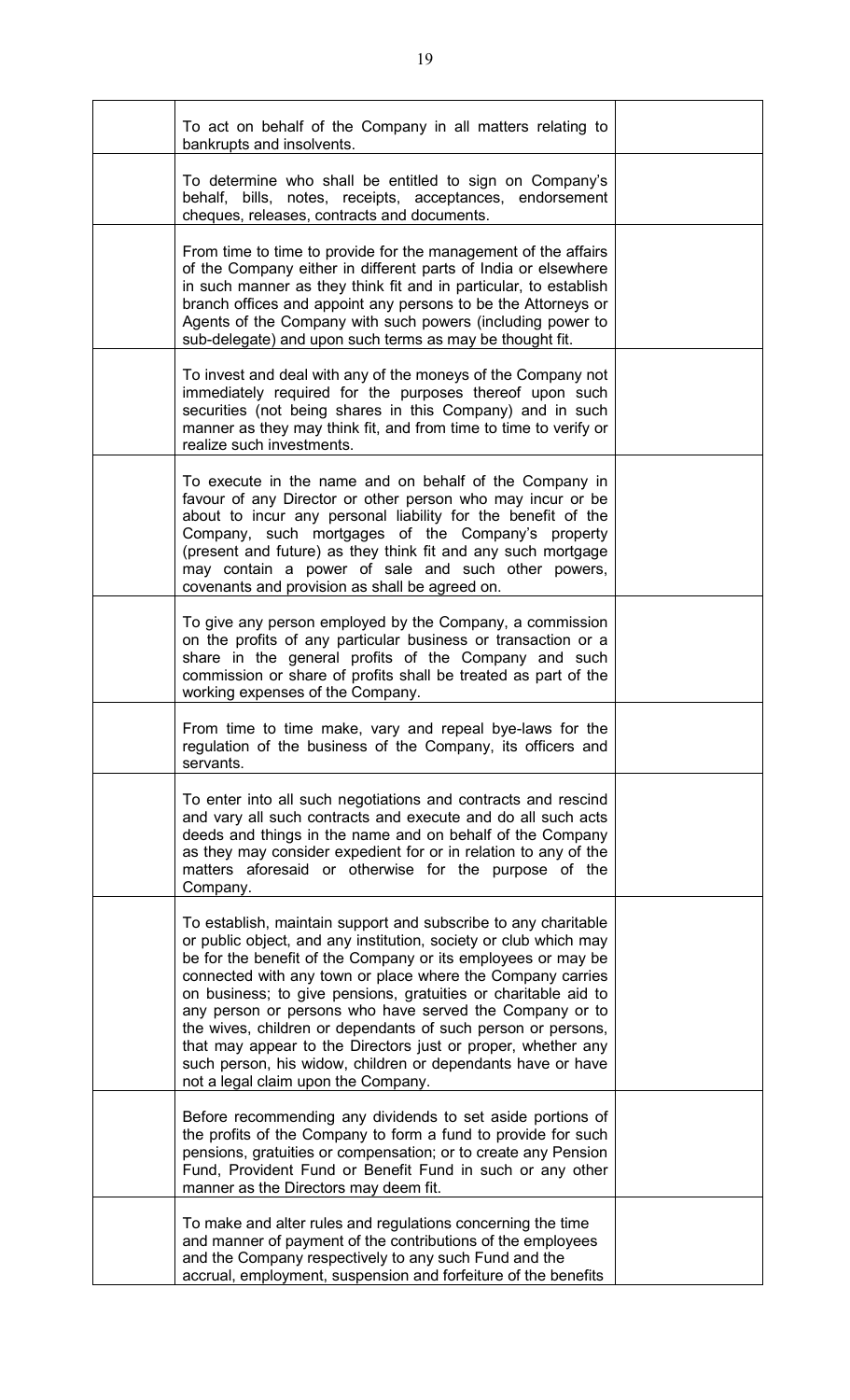| | | |
|---|---|---|
| | To act on behalf of the Company in all matters relating to bankrupts and insolvents. | |
| | To determine who shall be entitled to sign on Company's behalf, bills, notes, receipts, acceptances, endorsement cheques, releases, contracts and documents. | |
| | From time to time to provide for the management of the affairs of the Company either in different parts of India or elsewhere in such manner as they think fit and in particular, to establish branch offices and appoint any persons to be the Attorneys or Agents of the Company with such powers (including power to sub-delegate) and upon such terms as may be thought fit. | |
| | To invest and deal with any of the moneys of the Company not immediately required for the purposes thereof upon such securities (not being shares in this Company) and in such manner as they may think fit, and from time to time to verify or realize such investments. | |
| | To execute in the name and on behalf of the Company in favour of any Director or other person who may incur or be about to incur any personal liability for the benefit of the Company, such mortgages of the Company's property (present and future) as they think fit and any such mortgage may contain a power of sale and such other powers, covenants and provision as shall be agreed on. | |
| | To give any person employed by the Company, a commission on the profits of any particular business or transaction or a share in the general profits of the Company and such commission or share of profits shall be treated as part of the working expenses of the Company. | |
| | From time to time make, vary and repeal bye-laws for the regulation of the business of the Company, its officers and servants. | |
| | To enter into all such negotiations and contracts and rescind and vary all such contracts and execute and do all such acts deeds and things in the name and on behalf of the Company as they may consider expedient for or in relation to any of the matters aforesaid or otherwise for the purpose of the Company. | |
| | To establish, maintain support and subscribe to any charitable or public object, and any institution, society or club which may be for the benefit of the Company or its employees or may be connected with any town or place where the Company carries on business; to give pensions, gratuities or charitable aid to any person or persons who have served the Company or to the wives, children or dependants of such person or persons, that may appear to the Directors just or proper, whether any such person, his widow, children or dependants have or have not a legal claim upon the Company. | |
| | Before recommending any dividends to set aside portions of the profits of the Company to form a fund to provide for such pensions, gratuities or compensation; or to create any Pension Fund, Provident Fund or Benefit Fund in such or any other manner as the Directors may deem fit. | |
| | To make and alter rules and regulations concerning the time and manner of payment of the contributions of the employees and the Company respectively to any such Fund and the accrual, employment, suspension and forfeiture of the benefits | |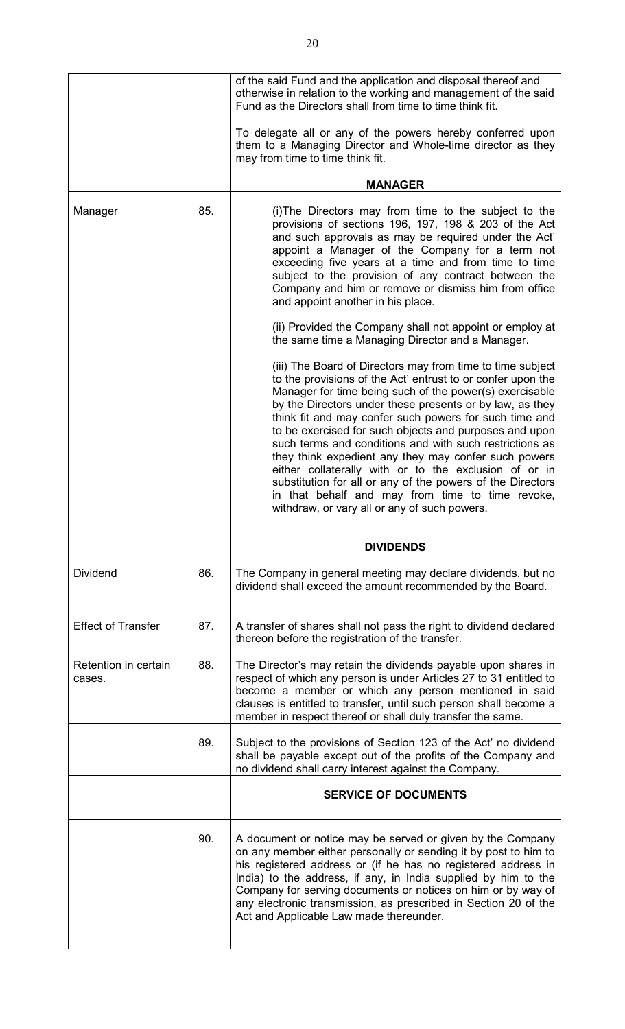| | | |
|---|---|---|
| | | of the said Fund and the application and disposal thereof and otherwise in relation to the working and management of the said Fund as the Directors shall from time to time think fit. |
| | | To delegate all or any of the powers hereby conferred upon them to a Managing Director and Whole-time director as they may from time to time think fit. |
| | | **MANAGER** |
| Manager | 85. | (i)The Directors may from time to the subject to the provisions of sections 196, 197, 198 & 203 of the Act and such approvals as may be required under the Act' appoint a Manager of the Company for a term not exceeding five years at a time and from time to time subject to the provision of any contract between the Company and him or remove or dismiss him from office and appoint another in his place.<br><br>(ii) Provided the Company shall not appoint or employ at the same time a Managing Director and a Manager.<br><br>(iii) The Board of Directors may from time to time subject to the provisions of the Act' entrust to or confer upon the Manager for time being such of the power(s) exercisable by the Directors under these presents or by law, as they think fit and may confer such powers for such time and to be exercised for such objects and purposes and upon such terms and conditions and with such restrictions as they think expedient any they may confer such powers either collaterally with or to the exclusion of or in substitution for all or any of the powers of the Directors in that behalf and may from time to time revoke, withdraw, or vary all or any of such powers. |
| | | **DIVIDENDS** |
| Dividend | 86. | The Company in general meeting may declare dividends, but no dividend shall exceed the amount recommended by the Board. |
| Effect of Transfer | 87. | A transfer of shares shall not pass the right to dividend declared thereon before the registration of the transfer. |
| Retention in certain cases. | 88. | The Director's may retain the dividends payable upon shares in respect of which any person is under Articles 27 to 31 entitled to become a member or which any person mentioned in said clauses is entitled to transfer, until such person shall become a member in respect thereof or shall duly transfer the same. |
| | 89. | Subject to the provisions of Section 123 of the Act' no dividend shall be payable except out of the profits of the Company and no dividend shall carry interest against the Company. |
| | | **SERVICE OF DOCUMENTS** |
| | 90. | A document or notice may be served or given by the Company on any member either personally or sending it by post to him to his registered address or (if he has no registered address in India) to the address, if any, in India supplied by him to the Company for serving documents or notices on him or by way of any electronic transmission, as prescribed in Section 20 of the Act and Applicable Law made thereunder. |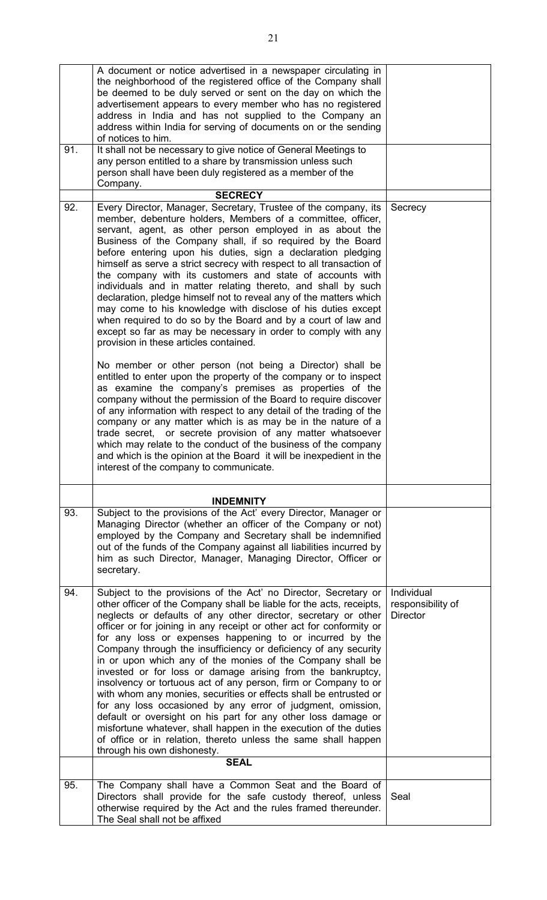| | | |
|---|---|---|
| | A document or notice advertised in a newspaper circulating in the neighborhood of the registered office of the Company shall be deemed to be duly served or sent on the day on which the advertisement appears to every member who has no registered address in India and has not supplied to the Company an address within India for serving of documents on or the sending of notices to him. | |
| 91. | It shall not be necessary to give notice of General Meetings to any person entitled to a share by transmission unless such person shall have been duly registered as a member of the Company. | |
| | **SECRECY** | |
| 92. | Every Director, Manager, Secretary, Trustee of the company, its member, debenture holders, Members of a committee, officer, servant, agent, as other person employed in as about the Business of the Company shall, if so required by the Board before entering upon his duties, sign a declaration pledging himself as serve a strict secrecy with respect to all transaction of the company with its customers and state of accounts with individuals and in matter relating thereto, and shall by such declaration, pledge himself not to reveal any of the matters which may come to his knowledge with disclose of his duties except when required to do so by the Board and by a court of law and except so far as may be necessary in order to comply with any provision in these articles contained.<br><br>No member or other person (not being a Director) shall be entitled to enter upon the property of the company or to inspect as examine the company's premises as properties of the company without the permission of the Board to require discover of any information with respect to any detail of the trading of the company or any matter which is as may be in the nature of a trade secret, or secrete provision of any matter whatsoever which may relate to the conduct of the business of the company and which is the opinion at the Board it will be inexpedient in the interest of the company to communicate. | Secrecy |
| | **INDEMNITY** | |
| 93. | Subject to the provisions of the Act' every Director, Manager or Managing Director (whether an officer of the Company or not) employed by the Company and Secretary shall be indemnified out of the funds of the Company against all liabilities incurred by him as such Director, Manager, Managing Director, Officer or secretary. | |
| 94. | Subject to the provisions of the Act' no Director, Secretary or other officer of the Company shall be liable for the acts, receipts, neglects or defaults of any other director, secretary or other officer or for joining in any receipt or other act for conformity or for any loss or expenses happening to or incurred by the Company through the insufficiency or deficiency of any security in or upon which any of the monies of the Company shall be invested or for loss or damage arising from the bankruptcy, insolvency or tortuous act of any person, firm or Company to or with whom any monies, securities or effects shall be entrusted or for any loss occasioned by any error of judgment, omission, default or oversight on his part for any other loss damage or misfortune whatever, shall happen in the execution of the duties of office or in relation, thereto unless the same shall happen through his own dishonesty. | Individual responsibility of Director |
| | **SEAL** | |
| 95. | The Company shall have a Common Seat and the Board of Directors shall provide for the safe custody thereof, unless otherwise required by the Act and the rules framed thereunder. The Seal shall not be affixed | Seal |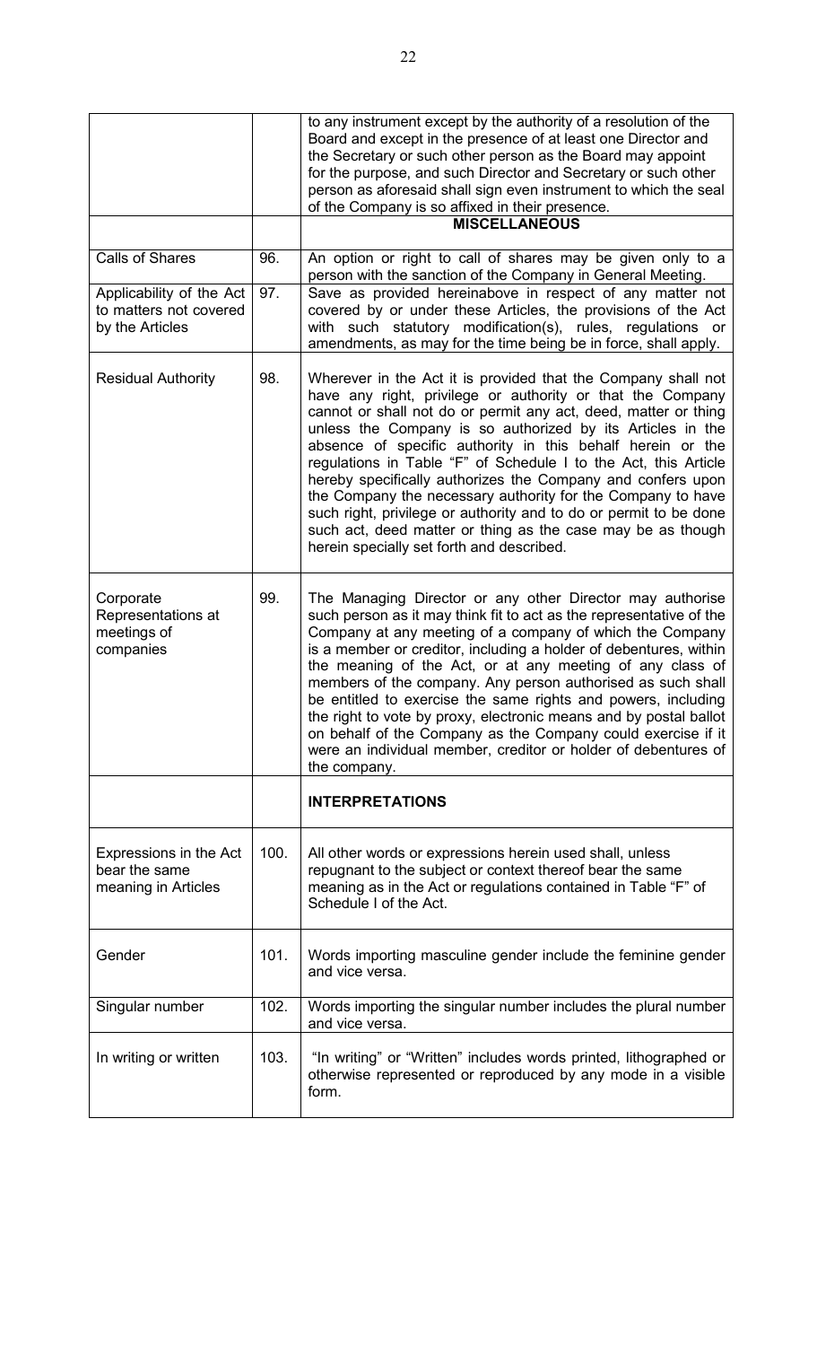| | | |
|---|---|---|
| | | to any instrument except by the authority of a resolution of the Board and except in the presence of at least one Director and the Secretary or such other person as the Board may appoint for the purpose, and such Director and Secretary or such other person as aforesaid shall sign even instrument to which the seal of the Company is so affixed in their presence. |
| | | **MISCELLANEOUS** |
| Calls of Shares | 96. | An option or right to call of shares may be given only to a person with the sanction of the Company in General Meeting. |
| Applicability of the Act to matters not covered by the Articles | 97. | Save as provided hereinabove in respect of any matter not covered by or under these Articles, the provisions of the Act with such statutory modification(s), rules, regulations or amendments, as may for the time being be in force, shall apply. |
| Residual Authority | 98. | Wherever in the Act it is provided that the Company shall not have any right, privilege or authority or that the Company cannot or shall not do or permit any act, deed, matter or thing unless the Company is so authorized by its Articles in the absence of specific authority in this behalf herein or the regulations in Table "F" of Schedule I to the Act, this Article hereby specifically authorizes the Company and confers upon the Company the necessary authority for the Company to have such right, privilege or authority and to do or permit to be done such act, deed matter or thing as the case may be as though herein specially set forth and described. |
| Corporate Representations at meetings of companies | 99. | The Managing Director or any other Director may authorise such person as it may think fit to act as the representative of the Company at any meeting of a company of which the Company is a member or creditor, including a holder of debentures, within the meaning of the Act, or at any meeting of any class of members of the company. Any person authorised as such shall be entitled to exercise the same rights and powers, including the right to vote by proxy, electronic means and by postal ballot on behalf of the Company as the Company could exercise if it were an individual member, creditor or holder of debentures of the company. |
| | | **INTERPRETATIONS** |
| Expressions in the Act bear the same meaning in Articles | 100. | All other words or expressions herein used shall, unless repugnant to the subject or context thereof bear the same meaning as in the Act or regulations contained in Table "F" of Schedule I of the Act. |
| Gender | 101. | Words importing masculine gender include the feminine gender and vice versa. |
| Singular number | 102. | Words importing the singular number includes the plural number and vice versa. |
| In writing or written | 103. | "In writing" or "Written" includes words printed, lithographed or otherwise represented or reproduced by any mode in a visible form. |